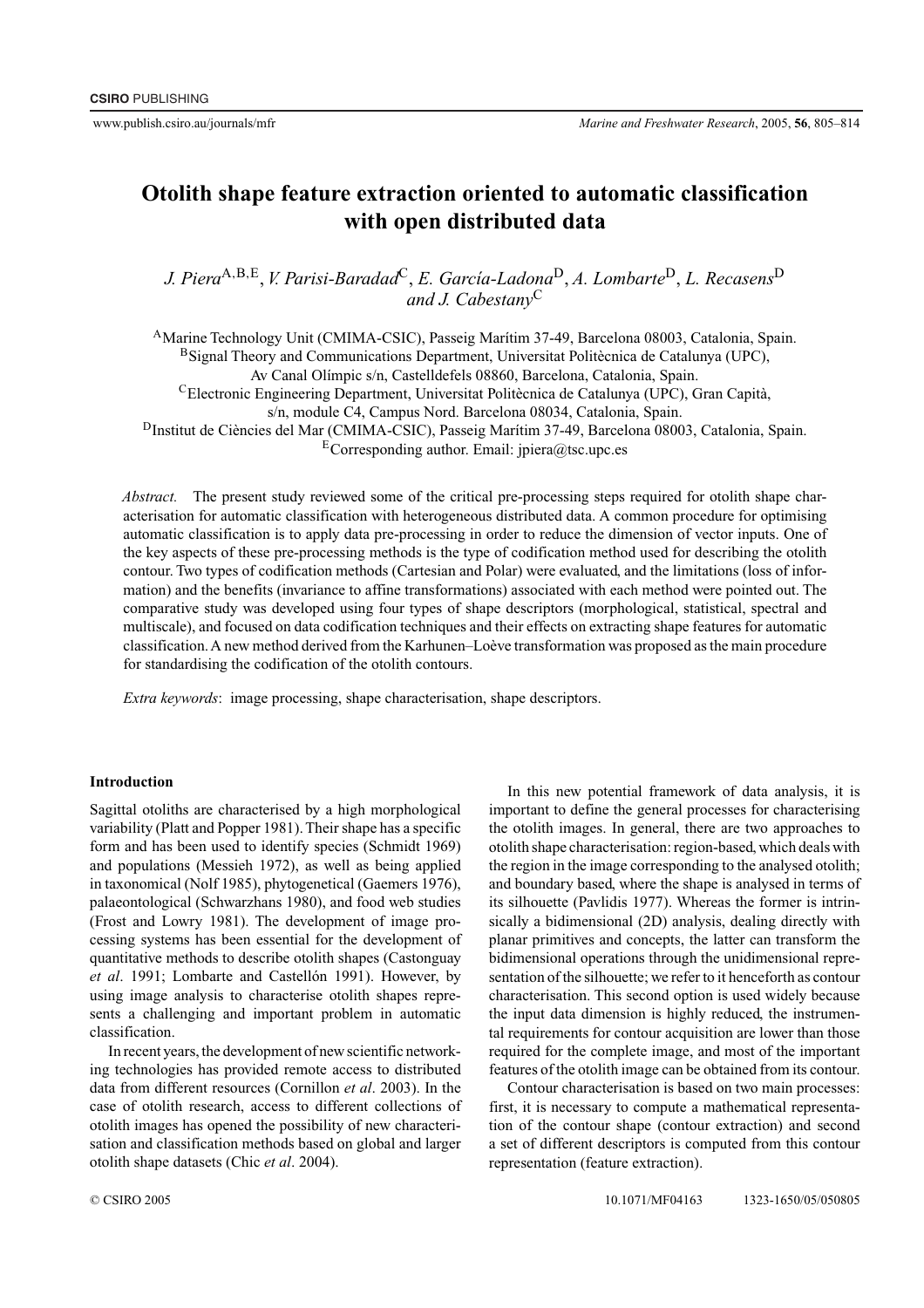# Otolith shape feature extraction oriented to automatic classification with open distributed data

*J. Piera*[A,B,E], *V. Parisi-Baradad*[C], *E. García-Ladona*[D], *A. Lombarte*[D], *L. Recasens*[D] and *J. Cabestany*[C]

[A]Marine Technology Unit (CMIMA-CSIC), Passeig Marítim 37-49, Barcelona 08003, Catalonia, Spain.
[B]Signal Theory and Communications Department, Universitat Politècnica de Catalunya (UPC), Av Canal Olímpic s/n, Castelldefels 08860, Barcelona, Catalonia, Spain.
[C]Electronic Engineering Department, Universitat Politècnica de Catalunya (UPC), Gran Capità, s/n, module C4, Campus Nord. Barcelona 08034, Catalonia, Spain.
[D]Institut de Ciències del Mar (CMIMA-CSIC), Passeig Marítim 37-49, Barcelona 08003, Catalonia, Spain.
[E]Corresponding author. Email: jpiera@tsc.upc.es

*Abstract.* The present study reviewed some of the critical pre-processing steps required for otolith shape characterisation for automatic classification with heterogeneous distributed data. A common procedure for optimising automatic classification is to apply data pre-processing in order to reduce the dimension of vector inputs. One of the key aspects of these pre-processing methods is the type of codification method used for describing the otolith contour. Two types of codification methods (Cartesian and Polar) were evaluated, and the limitations (loss of information) and the benefits (invariance to affine transformations) associated with each method were pointed out. The comparative study was developed using four types of shape descriptors (morphological, statistical, spectral and multiscale), and focused on data codification techniques and their effects on extracting shape features for automatic classification. A new method derived from the Karhunen–Loève transformation was proposed as the main procedure for standardising the codification of the otolith contours.

*Extra keywords*: image processing, shape characterisation, shape descriptors.

## Introduction

Sagittal otoliths are characterised by a high morphological variability (Platt and Popper 1981). Their shape has a specific form and has been used to identify species (Schmidt 1969) and populations (Messieh 1972), as well as being applied in taxonomical (Nolf 1985), phytogenetical (Gaemers 1976), palaeontological (Schwarzhans 1980), and food web studies (Frost and Lowry 1981). The development of image processing systems has been essential for the development of quantitative methods to describe otolith shapes (Castonguay *et al*. 1991; Lombarte and Castellón 1991). However, by using image analysis to characterise otolith shapes represents a challenging and important problem in automatic classification.

In recent years, the development of new scientific networking technologies has provided remote access to distributed data from different resources (Cornillon *et al*. 2003). In the case of otolith research, access to different collections of otolith images has opened the possibility of new characterisation and classification methods based on global and larger otolith shape datasets (Chic *et al*. 2004).

In this new potential framework of data analysis, it is important to define the general processes for characterising the otolith images. In general, there are two approaches to otolith shape characterisation: region-based, which deals with the region in the image corresponding to the analysed otolith; and boundary based, where the shape is analysed in terms of its silhouette (Pavlidis 1977). Whereas the former is intrinsically a bidimensional (2D) analysis, dealing directly with planar primitives and concepts, the latter can transform the bidimensional operations through the unidimensional representation of the silhouette; we refer to it henceforth as contour characterisation. This second option is used widely because the input data dimension is highly reduced, the instrumental requirements for contour acquisition are lower than those required for the complete image, and most of the important features of the otolith image can be obtained from its contour.

Contour characterisation is based on two main processes: first, it is necessary to compute a mathematical representation of the contour shape (contour extraction) and second a set of different descriptors is computed from this contour representation (feature extraction).

© CSIRO 2005 10.1071/MF04163 1323-1650/05/050805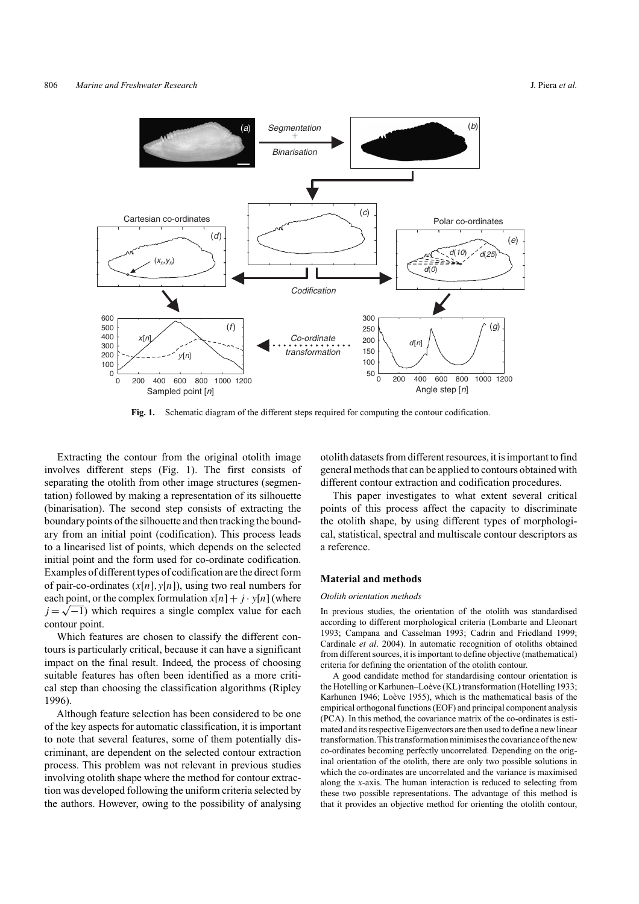**Fig. 1.** Schematic diagram of the different steps required for computing the contour codification.

Extracting the contour from the original otolith image involves different steps (Fig. 1). The first consists of separating the otolith from other image structures (segmentation) followed by making a representation of its silhouette (binarisation). The second step consists of extracting the boundary points of the silhouette and then tracking the boundary from an initial point (codification). This process leads to a linearised list of points, which depends on the selected initial point and the form used for co-ordinate codification. Examples of different types of codification are the direct form of pair-co-ordinates ($x[n], y[n]$), using two real numbers for each point, or the complex formulation $x[n] + j \cdot y[n]$ (where $j = \sqrt{-1}$) which requires a single complex value for each contour point.

Which features are chosen to classify the different contours is particularly critical, because it can have a significant impact on the final result. Indeed, the process of choosing suitable features has often been identified as a more critical step than choosing the classification algorithms (Ripley 1996).

Although feature selection has been considered to be one of the key aspects for automatic classification, it is important to note that several features, some of them potentially discriminant, are dependent on the selected contour extraction process. This problem was not relevant in previous studies involving otolith shape where the method for contour extraction was developed following the uniform criteria selected by the authors. However, owing to the possibility of analysing otolith datasets from different resources, it is important to find general methods that can be applied to contours obtained with different contour extraction and codification procedures.

This paper investigates to what extent several critical points of this process affect the capacity to discriminate the otolith shape, by using different types of morphological, statistical, spectral and multiscale contour descriptors as a reference.

## Material and methods

### *Otolith orientation methods*

In previous studies, the orientation of the otolith was standardised according to different morphological criteria (Lombarte and Lleonart 1993; Campana and Casselman 1993; Cadrin and Friedland 1999; Cardinale *et al*. 2004). In automatic recognition of otoliths obtained from different sources, it is important to define objective (mathematical) criteria for defining the orientation of the otolith contour.

A good candidate method for standardising contour orientation is the Hotelling or Karhunen–Loève (KL) transformation (Hotelling 1933; Karhunen 1946; Loève 1955), which is the mathematical basis of the empirical orthogonal functions (EOF) and principal component analysis (PCA). In this method, the covariance matrix of the co-ordinates is estimated and its respective Eigenvectors are then used to define a new linear transformation. This transformation minimises the covariance of the new co-ordinates becoming perfectly uncorrelated. Depending on the original orientation of the otolith, there are only two possible solutions in which the co-ordinates are uncorrelated and the variance is maximised along the $x$-axis. The human interaction is reduced to selecting from these two possible representations. The advantage of this method is that it provides an objective method for orienting the otolith contour,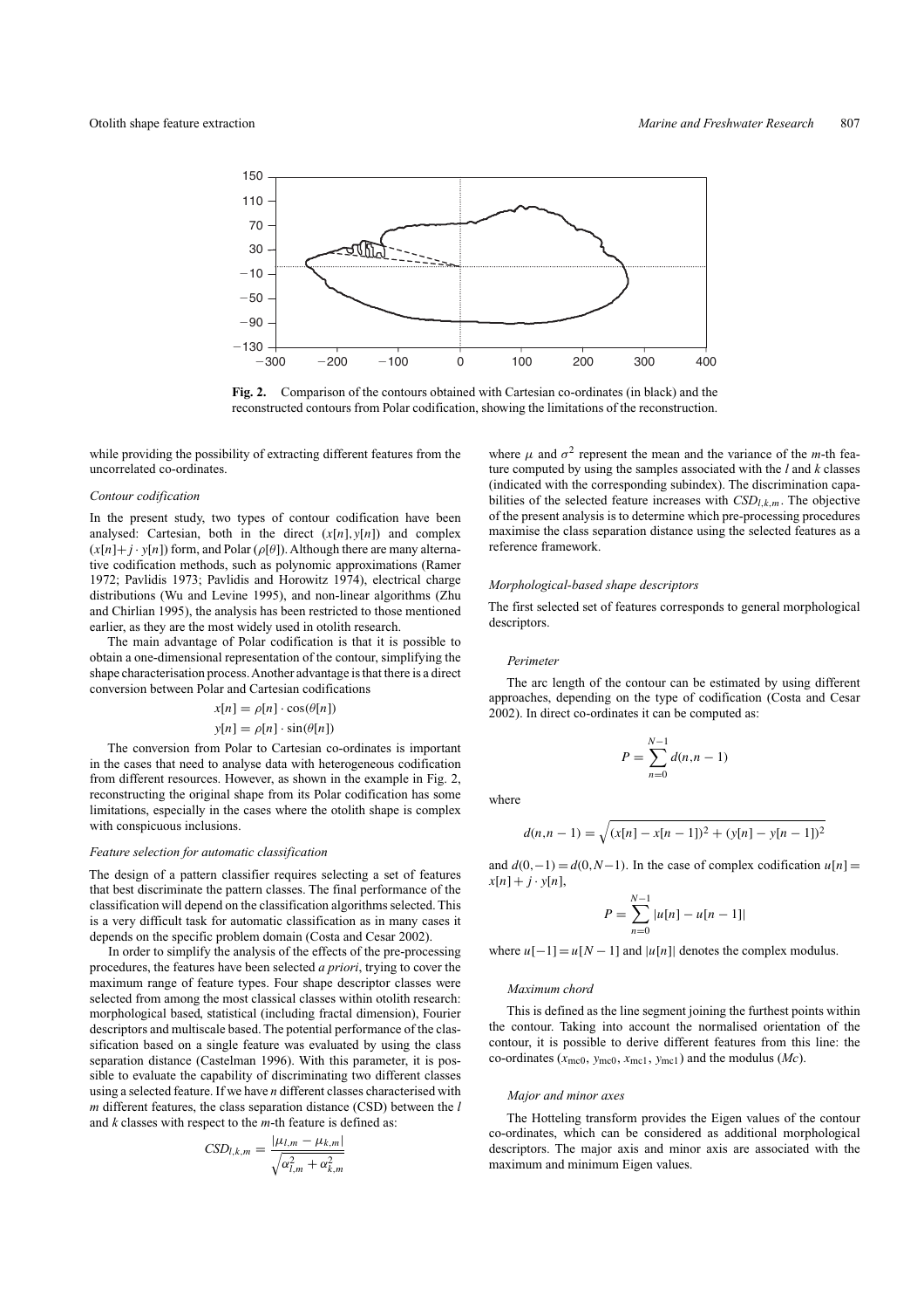**Fig. 2.** Comparison of the contours obtained with Cartesian co-ordinates (in black) and the reconstructed contours from Polar codification, showing the limitations of the reconstruction.

while providing the possibility of extracting different features from the uncorrelated co-ordinates.

### *Contour codification*

In the present study, two types of contour codification have been analysed: Cartesian, both in the direct ($x[n], y[n]$) and complex ($x[n] + j \cdot y[n]$) form, and Polar ($\rho[\theta]$). Although there are many alternative codification methods, such as polynomic approximations (Ramer 1972; Pavlidis 1973; Pavlidis and Horowitz 1974), electrical charge distributions (Wu and Levine 1995), and non-linear algorithms (Zhu and Chirlian 1995), the analysis has been restricted to those mentioned earlier, as they are the most widely used in otolith research.

The main advantage of Polar codification is that it is possible to obtain a one-dimensional representation of the contour, simplifying the shape characterisation process. Another advantage is that there is a direct conversion between Polar and Cartesian codifications

$$x[n] = \rho[n] \cdot \cos(\theta[n])$$

$$y[n] = \rho[n] \cdot \sin(\theta[n])$$

The conversion from Polar to Cartesian co-ordinates is important in the cases that need to analyse data with heterogeneous codification from different resources. However, as shown in the example in Fig. 2, reconstructing the original shape from its Polar codification has some limitations, especially in the cases where the otolith shape is complex with conspicuous inclusions.

### *Feature selection for automatic classification*

The design of a pattern classifier requires selecting a set of features that best discriminate the pattern classes. The final performance of the classification will depend on the classification algorithms selected. This is a very difficult task for automatic classification as in many cases it depends on the specific problem domain (Costa and Cesar 2002).

In order to simplify the analysis of the effects of the pre-processing procedures, the features have been selected *a priori*, trying to cover the maximum range of feature types. Four shape descriptor classes were selected from among the most classical classes within otolith research: morphological based, statistical (including fractal dimension), Fourier descriptors and multiscale based. The potential performance of the classification based on a single feature was evaluated by using the class separation distance (Castelman 1996). With this parameter, it is possible to evaluate the capability of discriminating two different classes using a selected feature. If we have *n* different classes characterised with *m* different features, the class separation distance (CSD) between the *l* and *k* classes with respect to the *m*-th feature is defined as:

$$CSD_{l,k,m} = \frac{|\mu_{l,m} - \mu_{k,m}|}{\sqrt{\alpha_{l,m}^2 + \alpha_{k,m}^2}}$$

where $\mu$ and $\sigma^2$ represent the mean and the variance of the *m*-th feature computed by using the samples associated with the *l* and *k* classes (indicated with the corresponding subindex). The discrimination capabilities of the selected feature increases with $CSD_{l,k,m}$. The objective of the present analysis is to determine which pre-processing procedures maximise the class separation distance using the selected features as a reference framework.

### *Morphological-based shape descriptors*

The first selected set of features corresponds to general morphological descriptors.

#### *Perimeter*

The arc length of the contour can be estimated by using different approaches, depending on the type of codification (Costa and Cesar 2002). In direct co-ordinates it can be computed as:

$$P = \sum_{n=0}^{N-1} d(n, n-1)$$

where

$$d(n, n-1) = \sqrt{(x[n] - x[n-1])^2 + (y[n] - y[n-1])^2}$$

and $d(0, -1) = d(0, N-1)$. In the case of complex codification $u[n] = x[n] + j \cdot y[n]$,

$$P = \sum_{n=0}^{N-1} |u[n] - u[n-1]|$$

where $u[-1] = u[N-1]$ and $|u[n]|$ denotes the complex modulus.

#### *Maximum chord*

This is defined as the line segment joining the furthest points within the contour. Taking into account the normalised orientation of the contour, it is possible to derive different features from this line: the co-ordinates ($x_{mc0}$, $y_{mc0}$, $x_{mc1}$, $y_{mc1}$) and the modulus ($Mc$).

#### *Major and minor axes*

The Hotteling transform provides the Eigen values of the contour co-ordinates, which can be considered as additional morphological descriptors. The major axis and minor axis are associated with the maximum and minimum Eigen values.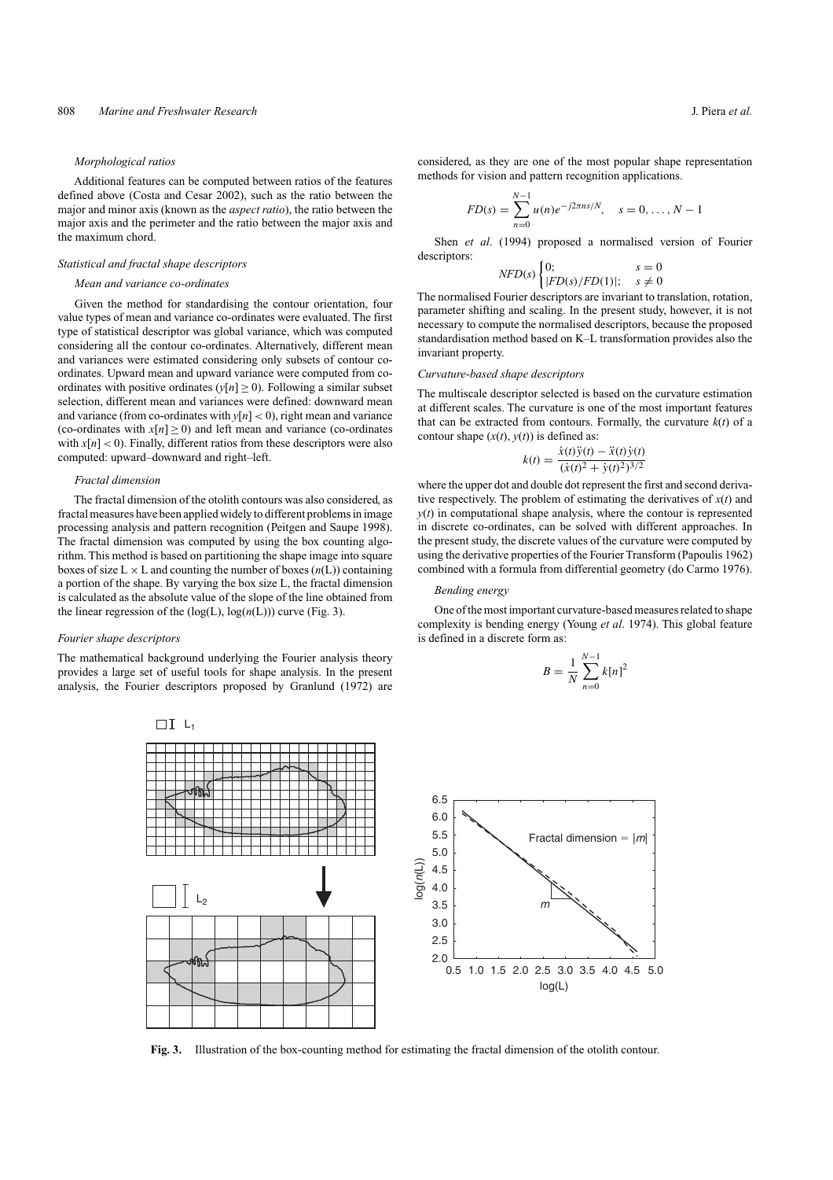*Morphological ratios*

Additional features can be computed between ratios of the features defined above (Costa and Cesar 2002), such as the ratio between the major and minor axis (known as the *aspect ratio*), the ratio between the major axis and the perimeter and the ratio between the major axis and the maximum chord.

### *Statistical and fractal shape descriptors*

*Mean and variance co-ordinates*

Given the method for standardising the contour orientation, four value types of mean and variance co-ordinates were evaluated. The first type of statistical descriptor was global variance, which was computed considering all the contour co-ordinates. Alternatively, different mean and variances were estimated considering only subsets of contour co-ordinates. Upward mean and upward variance were computed from co-ordinates with positive ordinates ($y[n] \geq 0$). Following a similar subset selection, different mean and variance were defined: downward mean and variance (from co-ordinates with $y[n] < 0$), right mean and variance (co-ordinates with $x[n] \geq 0$) and left mean and variance (co-ordinates with $x[n] < 0$). Finally, different ratios from these descriptors were also computed: upward–downward and right–left.

*Fractal dimension*

The fractal dimension of the otolith contours was also considered, as fractal measures have been applied widely to different problems in image processing analysis and pattern recognition (Peitgen and Saupe 1998). The fractal dimension was computed by using the box counting algorithm. This method is based on partitioning the shape image into square boxes of size L × L and counting the number of boxes ($n$(L)) containing a portion of the shape. By varying the box size L, the fractal dimension is calculated as the absolute value of the slope of the line obtained from the linear regression of the (log(L), log($n$(L))) curve (Fig. 3).

### *Fourier shape descriptors*

The mathematical background underlying the Fourier analysis theory provides a large set of useful tools for shape analysis. In the present analysis, the Fourier descriptors proposed by Granlund (1972) are considered, as they are one of the most popular shape representation methods for vision and pattern recognition applications.

$$FD(s) = \sum_{n=0}^{N-1} u(n)e^{-j2\pi ns/N}, \quad s = 0, \ldots, N-1$$

Shen *et al*. (1994) proposed a normalised version of Fourier descriptors:

$$NFD(s) \begin{cases} 0; & s = 0 \\ |FD(s)/FD(1)|; & s \neq 0 \end{cases}$$

The normalised Fourier descriptors are invariant to translation, rotation, parameter shifting and scaling. In the present study, however, it is not necessary to compute the normalised descriptors, because the proposed standardisation method based on K–L transformation provides also the invariant property.

### *Curvature-based shape descriptors*

The multiscale descriptor selected is based on the curvature estimation at different scales. The curvature is one of the most important features that can be extracted from contours. Formally, the curvature $k(t)$ of a contour shape ($x(t)$, $y(t)$) is defined as:

$$k(t) = \frac{\dot{x}(t)\ddot{y}(t) - \ddot{x}(t)\dot{y}(t)}{(\dot{x}(t)^2 + \dot{y}(t)^2)^{3/2}}$$

where the upper dot and double dot represent the first and second derivative respectively. The problem of estimating the derivatives of $x(t)$ and $y(t)$ in computational shape analysis, where the contour is represented in discrete co-ordinates, can be solved with different approaches. In the present study, the discrete values of the curvature were computed by using the derivative properties of the Fourier Transform (Papoulis 1962) combined with a formula from differential geometry (do Carmo 1976).

*Bending energy*

One of the most important curvature-based measures related to shape complexity is bending energy (Young *et al*. 1974). This global feature is defined in a discrete form as:

$$B = \frac{1}{N} \sum_{n=0}^{N-1} k[n]^2$$

**Fig. 3.** Illustration of the box-counting method for estimating the fractal dimension of the otolith contour.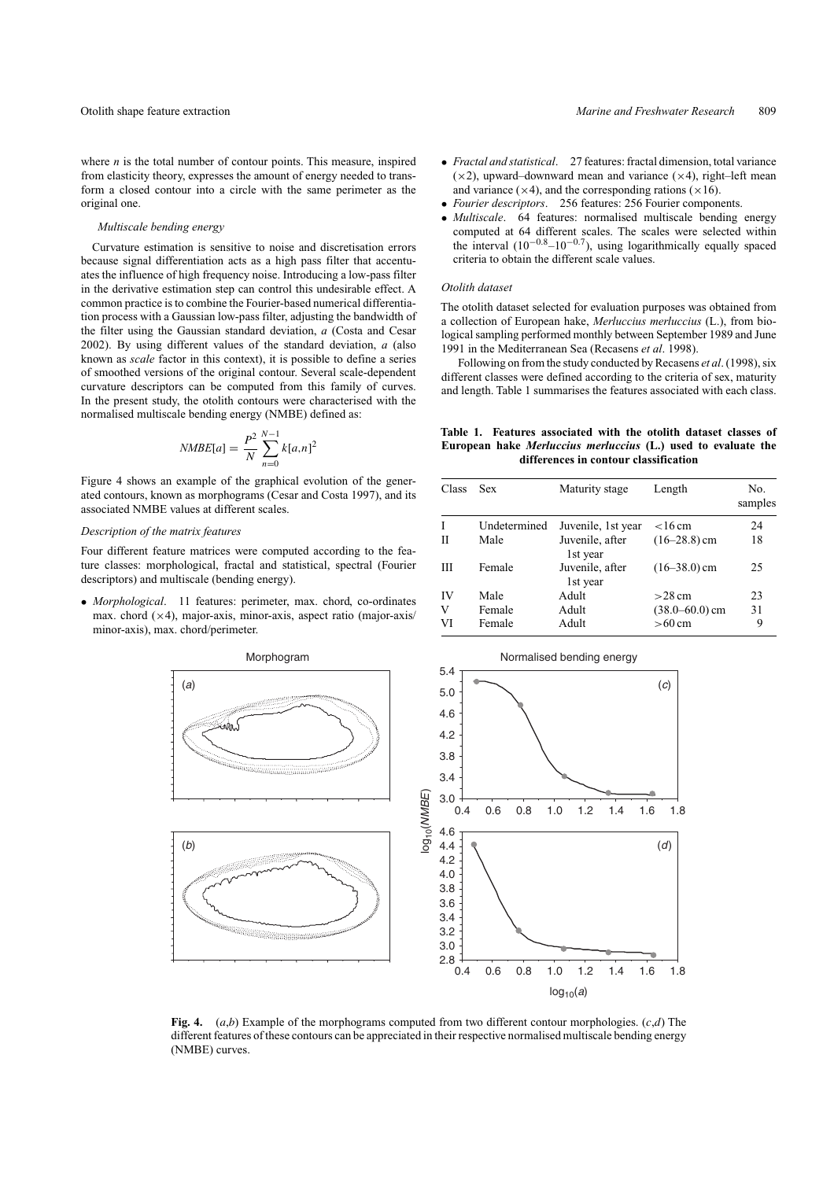where $n$ is the total number of contour points. This measure, inspired from elasticity theory, expresses the amount of energy needed to transform a closed contour into a circle with the same perimeter as the original one.

*Multiscale bending energy*

Curvature estimation is sensitive to noise and discretisation errors because signal differentiation acts as a high pass filter that accentuates the influence of high frequency noise. Introducing a low-pass filter in the derivative estimation step can control this undesirable effect. A common practice is to combine the Fourier-based numerical differentiation process with a Gaussian low-pass filter, adjusting the bandwidth of the filter using the Gaussian standard deviation, $a$ (Costa and Cesar 2002). By using different values of the standard deviation, $a$ (also known as *scale* factor in this context), it is possible to define a series of smoothed versions of the original contour. Several scale-dependent curvature descriptors can be computed from this family of curves. In the present study, the otolith contours were characterised with the normalised multiscale bending energy (NMBE) defined as:

$$NMBE[a] = \frac{P^2}{N} \sum_{n=0}^{N-1} k[a,n]^2$$

Figure 4 shows an example of the graphical evolution of the generated contours, known as morphograms (Cesar and Costa 1997), and its associated NMBE values at different scales.

*Description of the matrix features*

Four different feature matrices were computed according to the feature classes: morphological, fractal and statistical, spectral (Fourier descriptors) and multiscale (bending energy).

- *Morphological*. 11 features: perimeter, max. chord, co-ordinates max. chord (×4), major-axis, minor-axis, aspect ratio (major-axis/minor-axis), max. chord/perimeter.
- *Fractal and statistical*. 27 features: fractal dimension, total variance (×2), upward–downward mean and variance (×4), right–left mean and variance (×4), and the corresponding rations (×16).
- *Fourier descriptors*. 256 features: 256 Fourier components.
- *Multiscale*. 64 features: normalised multiscale bending energy computed at 64 different scales. The scales were selected within the interval ($10^{-0.8}$–$10^{-0.7}$), using logarithmically equally spaced criteria to obtain the different scale values.

*Otolith dataset*

The otolith dataset selected for evaluation purposes was obtained from a collection of European hake, *Merluccius merluccius* (L.), from biological sampling performed monthly between September 1989 and June 1991 in the Mediterranean Sea (Recasens *et al*. 1998).

Following on from the study conducted by Recasens *et al*. (1998), six different classes were defined according to the criteria of sex, maturity and length. Table 1 summarises the features associated with each class.

**Table 1. Features associated with the otolith dataset classes of European hake *Merluccius merluccius* (L.) used to evaluate the differences in contour classification**

| Class | Sex | Maturity stage | Length | No. samples |
|---|---|---|---|---|
| I | Undetermined | Juvenile, 1st year | <16 cm | 24 |
| II | Male | Juvenile, after 1st year | (16–28.8) cm | 18 |
| III | Female | Juvenile, after 1st year | (16–38.0) cm | 25 |
| IV | Male | Adult | >28 cm | 23 |
| V | Female | Adult | (38.0–60.0) cm | 31 |
| VI | Female | Adult | >60 cm | 9 |

**Fig. 4.** (*a*,*b*) Example of the morphograms computed from two different contour morphologies. (*c*,*d*) The different features of these contours can be appreciated in their respective normalised multiscale bending energy (NMBE) curves.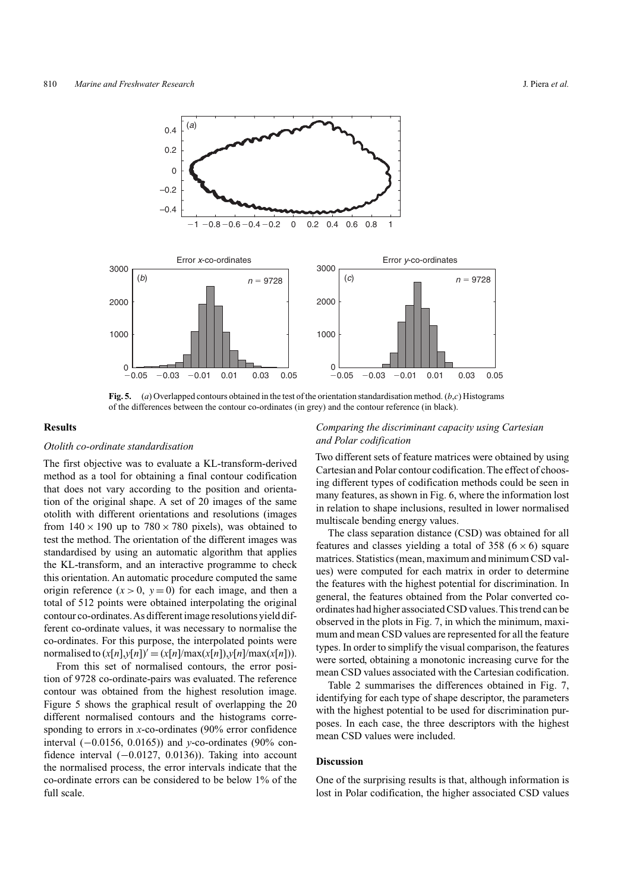**Fig. 5.** (*a*) Overlapped contours obtained in the test of the orientation standardisation method. (*b*,*c*) Histograms of the differences between the contour co-ordinates (in grey) and the contour reference (in black).

## Results

### *Otolith co-ordinate standardisation*

The first objective was to evaluate a KL-transform-derived method as a tool for obtaining a final contour codification that does not vary according to the position and orientation of the original shape. A set of 20 images of the same otolith with different orientations and resolutions (images from $140 \times 190$ up to $780 \times 780$ pixels), was obtained to test the method. The orientation of the different images was standardised by using an automatic algorithm that applies the KL-transform, and an interactive programme to check this orientation. An automatic procedure computed the same origin reference ($x > 0$, $y = 0$) for each image, and then a total of 512 points were obtained interpolating the original contour co-ordinates. As different image resolutions yield different co-ordinate values, it was necessary to normalise the co-ordinates. For this purpose, the interpolated points were normalised to $(x[n],y[n])' = (x[n]/\max(x[n]),y[n]/\max(x[n]))$.

From this set of normalised contours, the error position of 9728 co-ordinate-pairs was evaluated. The reference contour was obtained from the highest resolution image. Figure 5 shows the graphical result of overlapping the 20 different normalised contours and the histograms corresponding to errors in $x$-co-ordinates (90% error confidence interval ($-0.0156$, 0.0165)) and $y$-co-ordinates (90% confidence interval ($-0.0127$, 0.0136)). Taking into account the normalised process, the error intervals indicate that the co-ordinate errors can be considered to be below 1% of the full scale.

### *Comparing the discriminant capacity using Cartesian and Polar codification*

Two different sets of feature matrices were obtained by using Cartesian and Polar contour codification. The effect of choosing different types of codification methods could be seen in many features, as shown in Fig. 6, where the information lost in relation to shape inclusions, resulted in lower normalised multiscale bending energy values.

The class separation distance (CSD) was obtained for all features and classes yielding a total of 358 ($6 \times 6$) square matrices. Statistics (mean, maximum and minimum CSD values) were computed for each matrix in order to determine the features with the highest potential for discrimination. In general, the features obtained from the Polar converted co-ordinates had higher associated CSD values. This trend can be observed in the plots in Fig. 7, in which the minimum, maximum and mean CSD values are represented for all the feature types. In order to simplify the visual comparison, the features were sorted, obtaining a monotonic increasing curve for the mean CSD values associated with the Cartesian codification.

Table 2 summarises the differences obtained in Fig. 7, identifying for each type of shape descriptor, the parameters with the highest potential to be used for discrimination purposes. In each case, the three descriptors with the highest mean CSD values were included.

## Discussion

One of the surprising results is that, although information is lost in Polar codification, the higher associated CSD values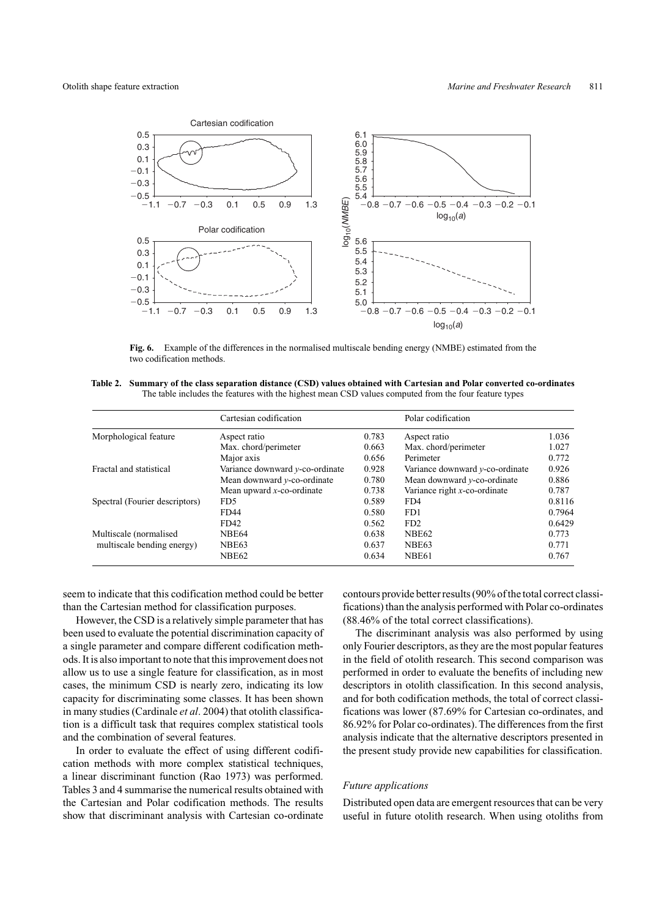**Fig. 6.** Example of the differences in the normalised multiscale bending energy (NMBE) estimated from the two codification methods.

**Table 2. Summary of the class separation distance (CSD) values obtained with Cartesian and Polar converted co-ordinates**
The table includes the features with the highest mean CSD values computed from the four feature types

| | Cartesian codification | | Polar codification | |
|---|---|---|---|---|
| Morphological feature | Aspect ratio | 0.783 | Aspect ratio | 1.036 |
| | Max. chord/perimeter | 0.663 | Max. chord/perimeter | 1.027 |
| | Major axis | 0.656 | Perimeter | 0.772 |
| Fractal and statistical | Variance downward *y*-co-ordinate | 0.928 | Variance downward *y*-co-ordinate | 0.926 |
| | Mean downward *y*-co-ordinate | 0.780 | Mean downward *y*-co-ordinate | 0.886 |
| | Mean upward *x*-co-ordinate | 0.738 | Variance right *x*-co-ordinate | 0.787 |
| Spectral (Fourier descriptors) | FD5 | 0.589 | FD4 | 0.8116 |
| | FD44 | 0.580 | FD1 | 0.7964 |
| | FD42 | 0.562 | FD2 | 0.6429 |
| Multiscale (normalised multiscale bending energy) | NBE64 | 0.638 | NBE62 | 0.773 |
| | NBE63 | 0.637 | NBE63 | 0.771 |
| | NBE62 | 0.634 | NBE61 | 0.767 |

seem to indicate that this codification method could be better than the Cartesian method for classification purposes.

However, the CSD is a relatively simple parameter that has been used to evaluate the potential discrimination capacity of a single parameter and compare different codification methods. It is also important to note that this improvement does not allow us to use a single feature for classification, as in most cases, the minimum CSD is nearly zero, indicating its low capacity for discriminating some classes. It has been shown in many studies (Cardinale *et al*. 2004) that otolith classification is a difficult task that requires complex statistical tools and the combination of several features.

In order to evaluate the effect of using different codification methods with more complex statistical techniques, a linear discriminant function (Rao 1973) was performed. Tables 3 and 4 summarise the numerical results obtained with the Cartesian and Polar codification methods. The results show that discriminant analysis with Cartesian co-ordinate contours provide better results (90% of the total correct classifications) than the analysis performed with Polar co-ordinates (88.46% of the total correct classifications).

The discriminant analysis was also performed by using only Fourier descriptors, as they are the most popular features in the field of otolith research. This second comparison was performed in order to evaluate the benefits of including new descriptors in otolith classification. In this second analysis, and for both codification methods, the total of correct classifications was lower (87.69% for Cartesian co-ordinates, and 86.92% for Polar co-ordinates). The differences from the first analysis indicate that the alternative descriptors presented in the present study provide new capabilities for classification.

### *Future applications*

Distributed open data are emergent resources that can be very useful in future otolith research. When using otoliths from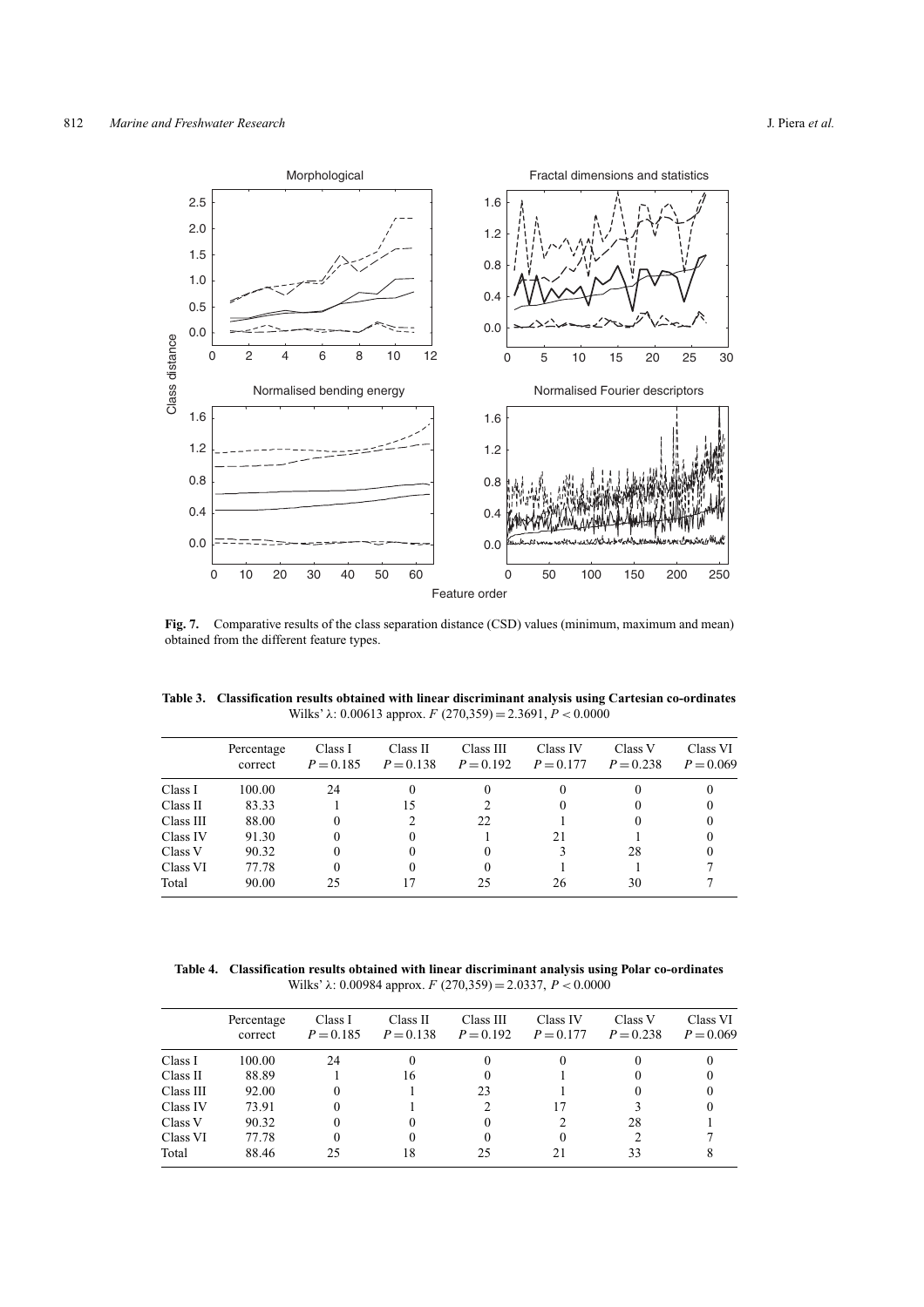**Fig. 7.** Comparative results of the class separation distance (CSD) values (minimum, maximum and mean) obtained from the different feature types.

**Table 3. Classification results obtained with linear discriminant analysis using Cartesian co-ordinates**
Wilks' λ: 0.00613 approx. $F$ (270,359) = 2.3691, $P < 0.0000$

| | Percentage correct | Class I $P = 0.185$ | Class II $P = 0.138$ | Class III $P = 0.192$ | Class IV $P = 0.177$ | Class V $P = 0.238$ | Class VI $P = 0.069$ |
|---|---|---|---|---|---|---|---|
| Class I | 100.00 | 24 | 0 | 0 | 0 | 0 | 0 |
| Class II | 83.33 | 1 | 15 | 2 | 0 | 0 | 0 |
| Class III | 88.00 | 0 | 2 | 22 | 1 | 0 | 0 |
| Class IV | 91.30 | 0 | 0 | 1 | 21 | 1 | 0 |
| Class V | 90.32 | 0 | 0 | 0 | 3 | 28 | 0 |
| Class VI | 77.78 | 0 | 0 | 0 | 1 | 1 | 7 |
| Total | 90.00 | 25 | 17 | 25 | 26 | 30 | 7 |

**Table 4. Classification results obtained with linear discriminant analysis using Polar co-ordinates**
Wilks' λ: 0.00984 approx. $F$ (270,359) = 2.0337, $P < 0.0000$

| | Percentage correct | Class I $P = 0.185$ | Class II $P = 0.138$ | Class III $P = 0.192$ | Class IV $P = 0.177$ | Class V $P = 0.238$ | Class VI $P = 0.069$ |
|---|---|---|---|---|---|---|---|
| Class I | 100.00 | 24 | 0 | 0 | 0 | 0 | 0 |
| Class II | 88.89 | 1 | 16 | 0 | 1 | 0 | 0 |
| Class III | 92.00 | 0 | 1 | 23 | 1 | 0 | 0 |
| Class IV | 73.91 | 0 | 1 | 2 | 17 | 3 | 0 |
| Class V | 90.32 | 0 | 0 | 0 | 2 | 28 | 1 |
| Class VI | 77.78 | 0 | 0 | 0 | 0 | 2 | 7 |
| Total | 88.46 | 25 | 18 | 25 | 21 | 33 | 8 |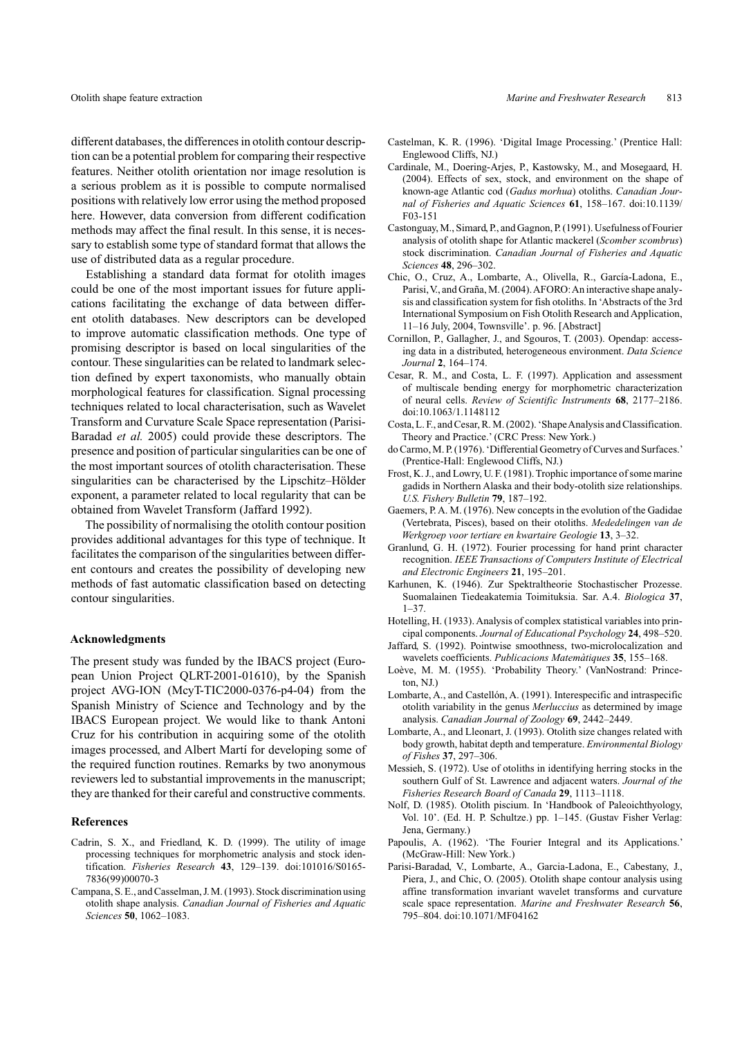different databases, the differences in otolith contour description can be a potential problem for comparing their respective features. Neither otolith orientation nor image resolution is a serious problem as it is possible to compute normalised positions with relatively low error using the method proposed here. However, data conversion from different codification methods may affect the final result. In this sense, it is necessary to establish some type of standard format that allows the use of distributed data as a regular procedure.

Establishing a standard data format for otolith images could be one of the most important issues for future applications facilitating the exchange of data between different otolith databases. New descriptors can be developed to improve automatic classification methods. One type of promising descriptor is based on local singularities of the contour. These singularities can be related to landmark selection defined by expert taxonomists, who manually obtain morphological features for classification. Signal processing techniques related to local characterisation, such as Wavelet Transform and Curvature Scale Space representation (Parisi-Baradad *et al.* 2005) could provide these descriptors. The presence and position of particular singularities can be one of the most important sources of otolith characterisation. These singularities can be characterised by the Lipschitz–Hölder exponent, a parameter related to local regularity that can be obtained from Wavelet Transform (Jaffard 1992).

The possibility of normalising the otolith contour position provides additional advantages for this type of technique. It facilitates the comparison of the singularities between different contours and creates the possibility of developing new methods of fast automatic classification based on detecting contour singularities.

### Acknowledgments

The present study was funded by the IBACS project (European Union Project QLRT-2001-01610), by the Spanish project AVG-ION (McyT-TIC2000-0376-p4-04) from the Spanish Ministry of Science and Technology and by the IBACS European project. We would like to thank Antoni Cruz for his contribution in acquiring some of the otolith images processed, and Albert Martí for developing some of the required function routines. Remarks by two anonymous reviewers led to substantial improvements in the manuscript; they are thanked for their careful and constructive comments.

### References

Cadrin, S. X., and Friedland, K. D. (1999). The utility of image processing techniques for morphometric analysis and stock identification. *Fisheries Research* **43**, 129–139. doi:101016/S0165-7836(99)00070-3

Campana, S. E., and Casselman, J. M. (1993). Stock discrimination using otolith shape analysis. *Canadian Journal of Fisheries and Aquatic Sciences* **50**, 1062–1083.

Castelman, K. R. (1996). 'Digital Image Processing.' (Prentice Hall: Englewood Cliffs, NJ.)

Cardinale, M., Doering-Arjes, P., Kastowsky, M., and Mosegaard, H. (2004). Effects of sex, stock, and environment on the shape of known-age Atlantic cod (*Gadus morhua*) otoliths. *Canadian Journal of Fisheries and Aquatic Sciences* **61**, 158–167. doi:10.1139/F03-151

Castonguay, M., Simard, P., and Gagnon, P. (1991). Usefulness of Fourier analysis of otolith shape for Atlantic mackerel (*Scomber scombrus*) stock discrimination. *Canadian Journal of Fisheries and Aquatic Sciences* **48**, 296–302.

Chic, O., Cruz, A., Lombarte, A., Olivella, R., García-Ladona, E., Parisi, V., and Graña, M. (2004). AFORO: An interactive shape analysis and classification system for fish otoliths. In 'Abstracts of the 3rd International Symposium on Fish Otolith Research and Application, 11–16 July, 2004, Townsville'. p. 96. [Abstract]

Cornillon, P., Gallagher, J., and Sgouros, T. (2003). Opendap: accessing data in a distributed, heterogeneous environment. *Data Science Journal* **2**, 164–174.

Cesar, R. M., and Costa, L. F. (1997). Application and assessment of multiscale bending energy for morphometric characterization of neural cells. *Review of Scientific Instruments* **68**, 2177–2186. doi:10.1063/1.1148112

Costa, L. F., and Cesar, R. M. (2002). 'Shape Analysis and Classification. Theory and Practice.' (CRC Press: New York.)

do Carmo, M. P. (1976). 'Differential Geometry of Curves and Surfaces.' (Prentice-Hall: Englewood Cliffs, NJ.)

Frost, K. J., and Lowry, U. F. (1981). Trophic importance of some marine gadids in Northern Alaska and their body-otolith size relationships. *U.S. Fishery Bulletin* **79**, 187–192.

Gaemers, P. A. M. (1976). New concepts in the evolution of the Gadidae (Vertebrata, Pisces), based on their otoliths. *Mededelingen van de Werkgroep voor tertiare en kwartaire Geologie* **13**, 3–32.

Granlund, G. H. (1972). Fourier processing for hand print character recognition. *IEEE Transactions of Computers Institute of Electrical and Electronic Engineers* **21**, 195–201.

Karhunen, K. (1946). Zur Spektraltheorie Stochastischer Prozesse. Suomalainen Tiedeakatemia Toimituksia. Sar. A.4. *Biologica* **37**, 1–37.

Hotelling, H. (1933). Analysis of complex statistical variables into principal components. *Journal of Educational Psychology* **24**, 498–520.

Jaffard, S. (1992). Pointwise smoothness, two-microlocalization and wavelets coefficients. *Publicacions Matemàtiques* **35**, 155–168.

Loève, M. M. (1955). 'Probability Theory.' (VanNostrand: Princeton, NJ.)

Lombarte, A., and Castellón, A. (1991). Interespecific and intraspecific otolith variability in the genus *Merluccius* as determined by image analysis. *Canadian Journal of Zoology* **69**, 2442–2449.

Lombarte, A., and Lleonart, J. (1993). Otolith size changes related with body growth, habitat depth and temperature. *Environmental Biology of Fishes* **37**, 297–306.

Messieh, S. (1972). Use of otoliths in identifying herring stocks in the southern Gulf of St. Lawrence and adjacent waters. *Journal of the Fisheries Research Board of Canada* **29**, 1113–1118.

Nolf, D. (1985). Otolith piscium. In 'Handbook of Paleoichthyology, Vol. 10'. (Ed. H. P. Schultze.) pp. 1–145. (Gustav Fisher Verlag: Jena, Germany.)

Papoulis, A. (1962). 'The Fourier Integral and its Applications.' (McGraw-Hill: New York.)

Parisi-Baradad, V., Lombarte, A., Garcia-Ladona, E., Cabestany, J., Piera, J., and Chic, O. (2005). Otolith shape contour analysis using affine transformation invariant wavelet transforms and curvature scale space representation. *Marine and Freshwater Research* **56**, 795–804. doi:10.1071/MF04162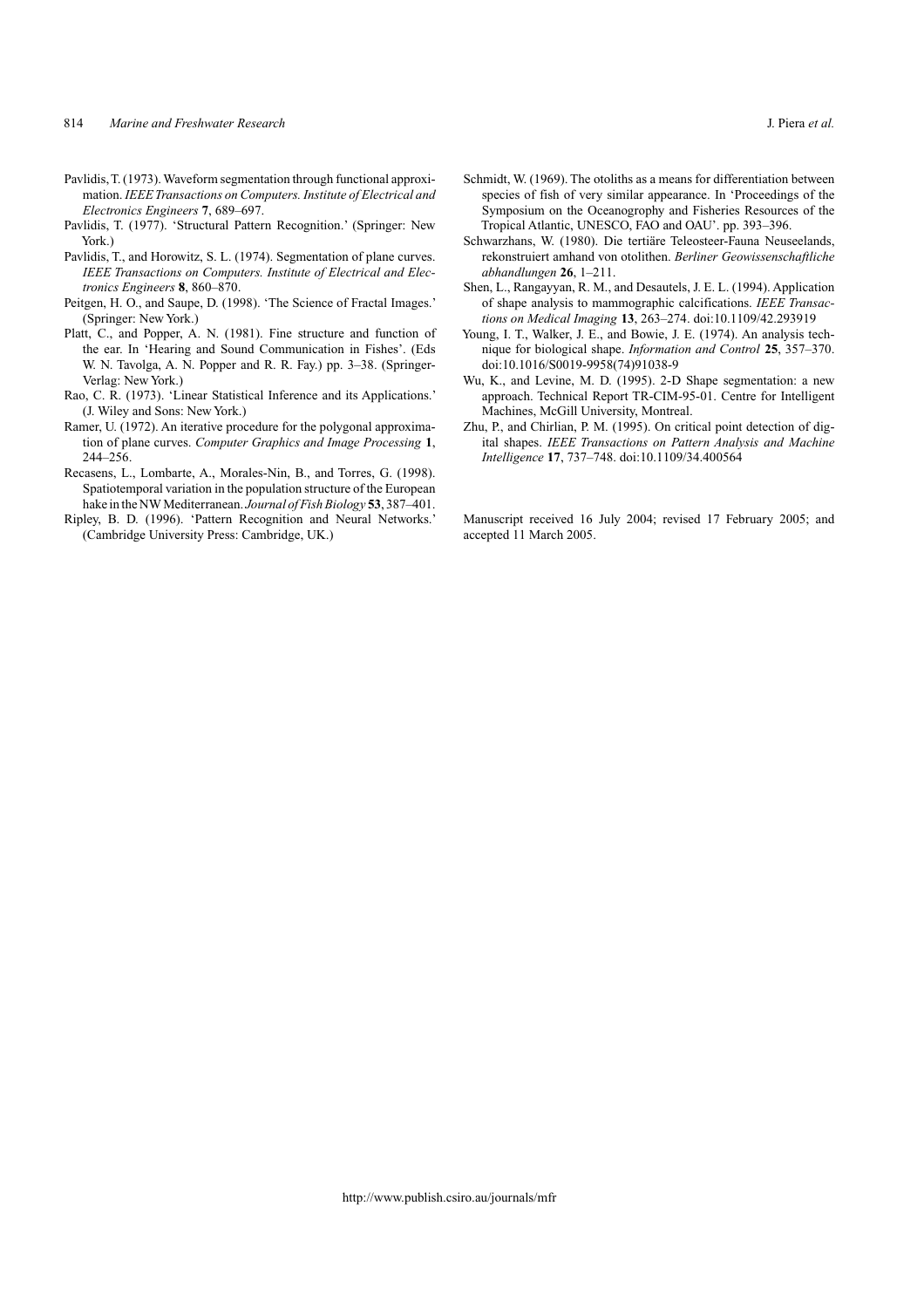Pavlidis, T. (1973). Waveform segmentation through functional approximation. *IEEE Transactions on Computers. Institute of Electrical and Electronics Engineers* **7**, 689–697.

Pavlidis, T. (1977). 'Structural Pattern Recognition.' (Springer: New York.)

Pavlidis, T., and Horowitz, S. L. (1974). Segmentation of plane curves. *IEEE Transactions on Computers. Institute of Electrical and Electronics Engineers* **8**, 860–870.

Peitgen, H. O., and Saupe, D. (1998). 'The Science of Fractal Images.' (Springer: New York.)

Platt, C., and Popper, A. N. (1981). Fine structure and function of the ear. In 'Hearing and Sound Communication in Fishes'. (Eds W. N. Tavolga, A. N. Popper and R. R. Fay.) pp. 3–38. (Springer-Verlag: New York.)

Rao, C. R. (1973). 'Linear Statistical Inference and its Applications.' (J. Wiley and Sons: New York.)

Ramer, U. (1972). An iterative procedure for the polygonal approximation of plane curves. *Computer Graphics and Image Processing* **1**, 244–256.

Recasens, L., Lombarte, A., Morales-Nin, B., and Torres, G. (1998). Spatiotemporal variation in the population structure of the European hake in the NW Mediterranean. *Journal of Fish Biology* **53**, 387–401.

Ripley, B. D. (1996). 'Pattern Recognition and Neural Networks.' (Cambridge University Press: Cambridge, UK.)

Schmidt, W. (1969). The otoliths as a means for differentiation between species of fish of very similar appearance. In 'Proceedings of the Symposium on the Oceanogrophy and Fisheries Resources of the Tropical Atlantic, UNESCO, FAO and OAU'. pp. 393–396.

Schwarzhans, W. (1980). Die tertiäre Teleosteer-Fauna Neuseelands, rekonstruiert amhand von otolithen. *Berliner Geowissenschaftliche abhandlungen* **26**, 1–211.

Shen, L., Rangayyan, R. M., and Desautels, J. E. L. (1994). Application of shape analysis to mammographic calcifications. *IEEE Transactions on Medical Imaging* **13**, 263–274. doi:10.1109/42.293919

Young, I. T., Walker, J. E., and Bowie, J. E. (1974). An analysis technique for biological shape. *Information and Control* **25**, 357–370. doi:10.1016/S0019-9958(74)91038-9

Wu, K., and Levine, M. D. (1995). 2-D Shape segmentation: a new approach. Technical Report TR-CIM-95-01. Centre for Intelligent Machines, McGill University, Montreal.

Zhu, P., and Chirlian, P. M. (1995). On critical point detection of digital shapes. *IEEE Transactions on Pattern Analysis and Machine Intelligence* **17**, 737–748. doi:10.1109/34.400564

Manuscript received 16 July 2004; revised 17 February 2005; and accepted 11 March 2005.